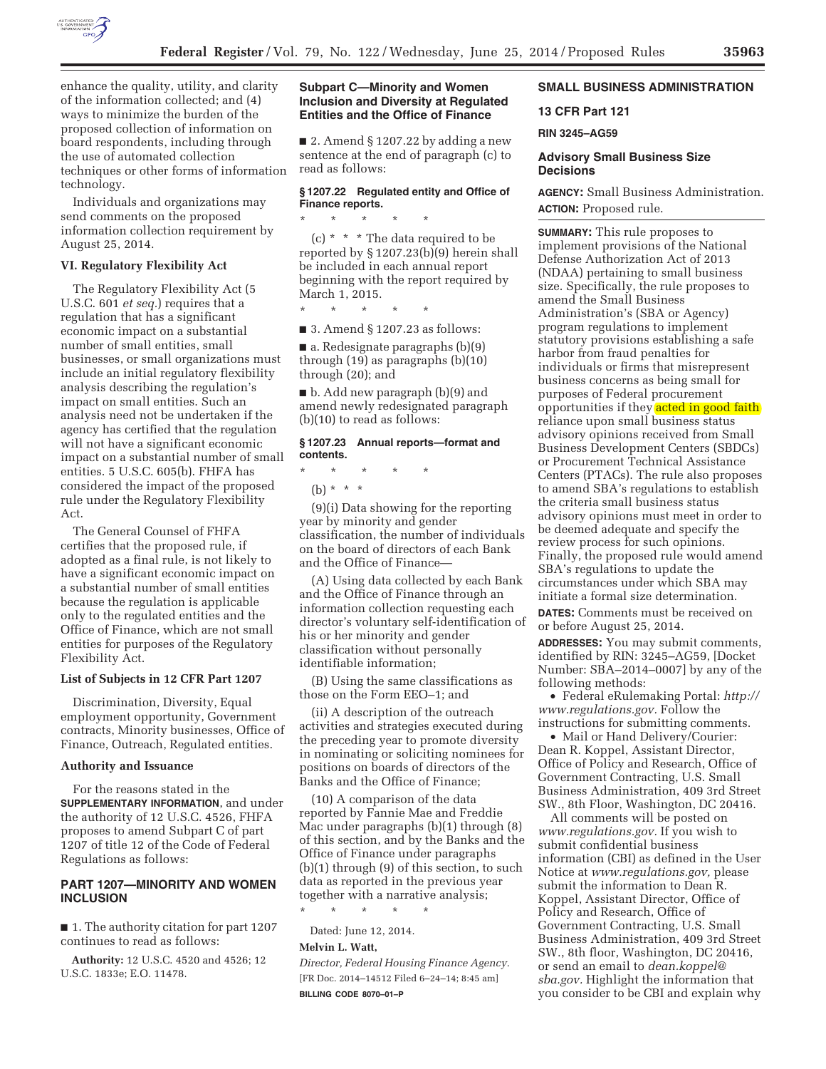enhance the quality, utility, and clarity of the information collected; and (4) ways to minimize the burden of the proposed collection of information on board respondents, including through the use of automated collection techniques or other forms of information technology.

Individuals and organizations may send comments on the proposed information collection requirement by August 25, 2014.

### VI. Regulatory Flexibility Act

The Regulatory Flexibility Act (5 U.S.C. 601 *et seq.*) requires that a regulation that has a significant economic impact on a substantial number of small entities, small businesses, or small organizations must include an initial regulatory flexibility analysis describing the regulation's impact on small entities. Such an analysis need not be undertaken if the agency has certified that the regulation will not have a significant economic impact on a substantial number of small entities. 5 U.S.C. 605(b). FHFA has considered the impact of the proposed rule under the Regulatory Flexibility Act.

The General Counsel of FHFA certifies that the proposed rule, if adopted as a final rule, is not likely to have a significant economic impact on a substantial number of small entities because the regulation is applicable only to the regulated entities and the Office of Finance, which are not small entities for purposes of the Regulatory Flexibility Act.

### List of Subjects in 12 CFR Part 1207

Discrimination, Diversity, Equal employment opportunity, Government contracts, Minority businesses, Office of Finance, Outreach, Regulated entities.

### Authority and Issuance

For the reasons stated in the **SUPPLEMENTARY INFORMATION**, and under the authority of 12 U.S.C. 4526, FHFA proposes to amend Subpart C of part 1207 of title 12 of the Code of Federal Regulations as follows:

## PART 1207—MINORITY AND WOMEN INCLUSION

■ 1. The authority citation for part 1207 continues to read as follows:

**Authority:** 12 U.S.C. 4520 and 4526; 12 U.S.C. 1833e; E.O. 11478.

### Subpart C—Minority and Women Inclusion and Diversity at Regulated Entities and the Office of Finance

■ 2. Amend § 1207.22 by adding a new sentence at the end of paragraph (c) to read as follows:

#### § 1207.22 Regulated entity and Office of Finance reports.

\* \* \* \* \*

(c) \* \* \* The data required to be reported by § 1207.23(b)(9) herein shall be included in each annual report beginning with the report required by March 1, 2015.

\* \* \* \* \*

■ 3. Amend § 1207.23 as follows:

■ a. Redesignate paragraphs (b)(9) through (19) as paragraphs (b)(10) through (20); and

■ b. Add new paragraph (b)(9) and amend newly redesignated paragraph (b)(10) to read as follows:

#### § 1207.23 Annual reports—format and contents.

\* \* \* \* \*

(b) \* \* \*

(9)(i) Data showing for the reporting year by minority and gender classification, the number of individuals on the board of directors of each Bank and the Office of Finance—

(A) Using data collected by each Bank and the Office of Finance through an information collection requesting each director's voluntary self-identification of his or her minority and gender classification without personally identifiable information;

(B) Using the same classifications as those on the Form EEO–1; and

(ii) A description of the outreach activities and strategies executed during the preceding year to promote diversity in nominating or soliciting nominees for positions on boards of directors of the Banks and the Office of Finance;

(10) A comparison of the data reported by Fannie Mae and Freddie Mac under paragraphs (b)(1) through (8) of this section, and by the Banks and the Office of Finance under paragraphs (b)(1) through (9) of this section, to such data as reported in the previous year together with a narrative analysis;

\* \* \* \* \*

Dated: June 12, 2014.

**Melvin L. Watt,**

*Director, Federal Housing Finance Agency.*

[FR Doc. 2014–14512 Filed 6–24–14; 8:45 am]

**BILLING CODE 8070–01–P**

## SMALL BUSINESS ADMINISTRATION

### 13 CFR Part 121

**RIN 3245–AG59**

### Advisory Small Business Size Decisions

**AGENCY:** Small Business Administration.

**ACTION:** Proposed rule.

**SUMMARY:** This rule proposes to implement provisions of the National Defense Authorization Act of 2013 (NDAA) pertaining to small business size. Specifically, the rule proposes to amend the Small Business Administration's (SBA or Agency) program regulations to implement statutory provisions establishing a safe harbor from fraud penalties for individuals or firms that misrepresent business concerns as being small for purposes of Federal procurement opportunities if they acted in good faith reliance upon small business status advisory opinions received from Small Business Development Centers (SBDCs) or Procurement Technical Assistance Centers (PTACs). The rule also proposes to amend SBA's regulations to establish the criteria small business status advisory opinions must meet in order to be deemed adequate and specify the review process for such opinions. Finally, the proposed rule would amend SBA's regulations to update the circumstances under which SBA may initiate a formal size determination.

**DATES:** Comments must be received on or before August 25, 2014.

**ADDRESSES:** You may submit comments, identified by RIN: 3245–AG59, [Docket Number: SBA–2014–0007] by any of the following methods:

- Federal eRulemaking Portal: *http://www.regulations.gov.* Follow the instructions for submitting comments.
- Mail or Hand Delivery/Courier: Dean R. Koppel, Assistant Director, Office of Policy and Research, Office of Government Contracting, U.S. Small Business Administration, 409 3rd Street SW., 8th Floor, Washington, DC 20416.

All comments will be posted on *www.regulations.gov.* If you wish to submit confidential business information (CBI) as defined in the User Notice at *www.regulations.gov,* please submit the information to Dean R. Koppel, Assistant Director, Office of Policy and Research, Office of Government Contracting, U.S. Small Business Administration, 409 3rd Street SW., 8th floor, Washington, DC 20416, or send an email to *dean.koppel@sba.gov.* Highlight the information that you consider to be CBI and explain why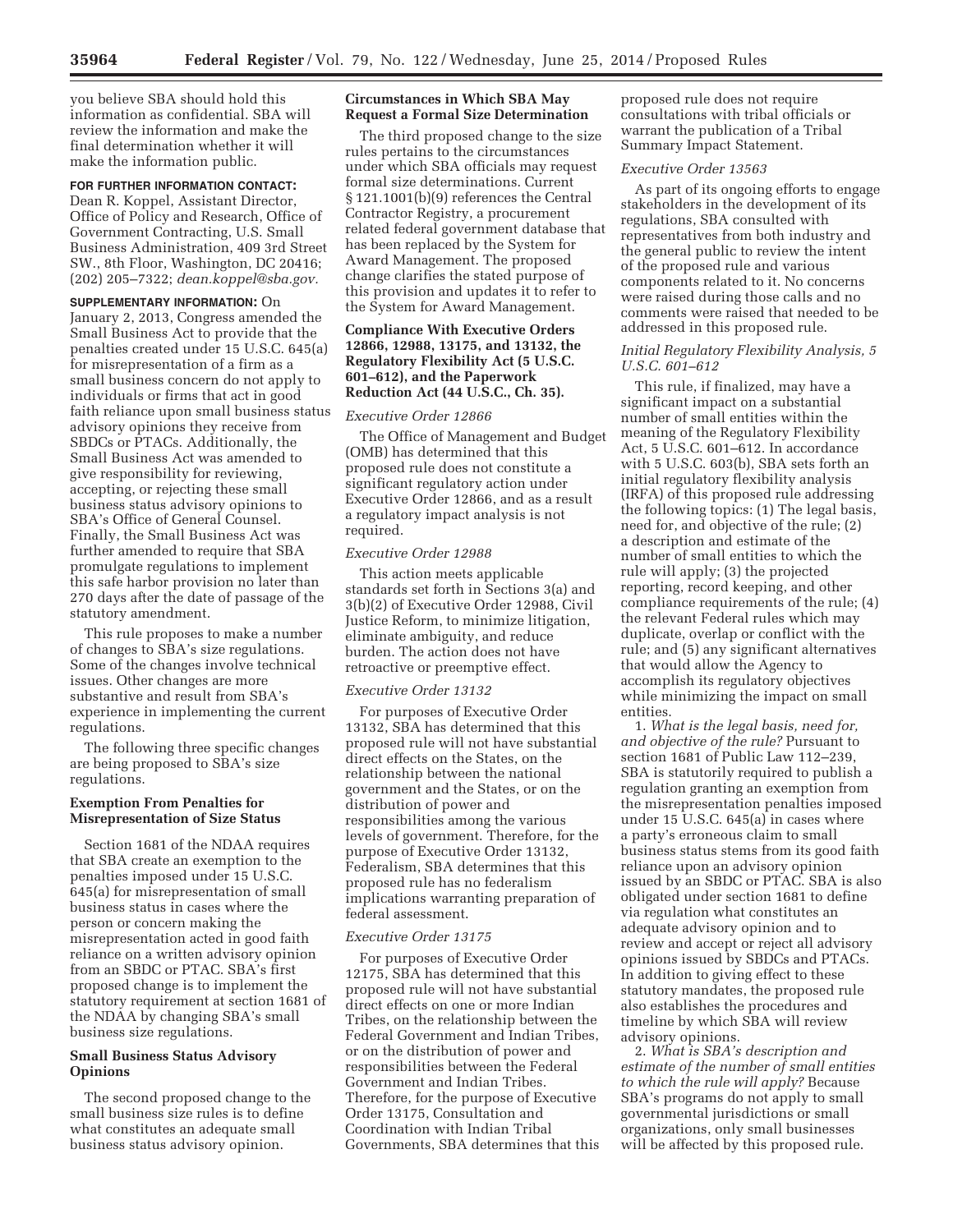you believe SBA should hold this information as confidential. SBA will review the information and make the final determination whether it will make the information public.

**FOR FURTHER INFORMATION CONTACT:** Dean R. Koppel, Assistant Director, Office of Policy and Research, Office of Government Contracting, U.S. Small Business Administration, 409 3rd Street SW., 8th Floor, Washington, DC 20416; (202) 205–7322; *dean.koppel@sba.gov.*

**SUPPLEMENTARY INFORMATION:** On January 2, 2013, Congress amended the Small Business Act to provide that the penalties created under 15 U.S.C. 645(a) for misrepresentation of a firm as a small business concern do not apply to individuals or firms that act in good faith reliance upon small business status advisory opinions they receive from SBDCs or PTACs. Additionally, the Small Business Act was amended to give responsibility for reviewing, accepting, or rejecting these small business status advisory opinions to SBA's Office of General Counsel. Finally, the Small Business Act was further amended to require that SBA promulgate regulations to implement this safe harbor provision no later than 270 days after the date of passage of the statutory amendment.

This rule proposes to make a number of changes to SBA's size regulations. Some of the changes involve technical issues. Other changes are more substantive and result from SBA's experience in implementing the current regulations.

The following three specific changes are being proposed to SBA's size regulations.

## Exemption From Penalties for Misrepresentation of Size Status

Section 1681 of the NDAA requires that SBA create an exemption to the penalties imposed under 15 U.S.C. 645(a) for misrepresentation of small business status in cases where the person or concern making the misrepresentation acted in good faith reliance on a written advisory opinion from an SBDC or PTAC. SBA's first proposed change is to implement the statutory requirement at section 1681 of the NDAA by changing SBA's small business size regulations.

## Small Business Status Advisory Opinions

The second proposed change to the small business size rules is to define what constitutes an adequate small business status advisory opinion.

## Circumstances in Which SBA May Request a Formal Size Determination

The third proposed change to the size rules pertains to the circumstances under which SBA officials may request formal size determinations. Current § 121.1001(b)(9) references the Central Contractor Registry, a procurement related federal government database that has been replaced by the System for Award Management. The proposed change clarifies the stated purpose of this provision and updates it to refer to the System for Award Management.

## Compliance With Executive Orders 12866, 12988, 13175, and 13132, the Regulatory Flexibility Act (5 U.S.C. 601–612), and the Paperwork Reduction Act (44 U.S.C., Ch. 35).

### *Executive Order 12866*

The Office of Management and Budget (OMB) has determined that this proposed rule does not constitute a significant regulatory action under Executive Order 12866, and as a result a regulatory impact analysis is not required.

### *Executive Order 12988*

This action meets applicable standards set forth in Sections 3(a) and 3(b)(2) of Executive Order 12988, Civil Justice Reform, to minimize litigation, eliminate ambiguity, and reduce burden. The action does not have retroactive or preemptive effect.

### *Executive Order 13132*

For purposes of Executive Order 13132, SBA has determined that this proposed rule will not have substantial direct effects on the States, on the relationship between the national government and the States, or on the distribution of power and responsibilities among the various levels of government. Therefore, for the purpose of Executive Order 13132, Federalism, SBA determines that this proposed rule has no federalism implications warranting preparation of federal assessment.

### *Executive Order 13175*

For purposes of Executive Order 12175, SBA has determined that this proposed rule will not have substantial direct effects on one or more Indian Tribes, on the relationship between the Federal Government and Indian Tribes, or on the distribution of power and responsibilities between the Federal Government and Indian Tribes. Therefore, for the purpose of Executive Order 13175, Consultation and Coordination with Indian Tribal Governments, SBA determines that this proposed rule does not require consultations with tribal officials or warrant the publication of a Tribal Summary Impact Statement.

### *Executive Order 13563*

As part of its ongoing efforts to engage stakeholders in the development of its regulations, SBA consulted with representatives from both industry and the general public to review the intent of the proposed rule and various components related to it. No concerns were raised during those calls and no comments were raised that needed to be addressed in this proposed rule.

### *Initial Regulatory Flexibility Analysis, 5 U.S.C. 601–612*

This rule, if finalized, may have a significant impact on a substantial number of small entities within the meaning of the Regulatory Flexibility Act, 5 U.S.C. 601–612. In accordance with 5 U.S.C. 603(b), SBA sets forth an initial regulatory flexibility analysis (IRFA) of this proposed rule addressing the following topics: (1) The legal basis, need for, and objective of the rule; (2) a description and estimate of the number of small entities to which the rule will apply; (3) the projected reporting, record keeping, and other compliance requirements of the rule; (4) the relevant Federal rules which may duplicate, overlap or conflict with the rule; and (5) any significant alternatives that would allow the Agency to accomplish its regulatory objectives while minimizing the impact on small entities.

1. *What is the legal basis, need for, and objective of the rule?* Pursuant to section 1681 of Public Law 112–239, SBA is statutorily required to publish a regulation granting an exemption from the misrepresentation penalties imposed under 15 U.S.C. 645(a) in cases where a party's erroneous claim to small business status stems from its good faith reliance upon an advisory opinion issued by an SBDC or PTAC. SBA is also obligated under section 1681 to define via regulation what constitutes an adequate advisory opinion and to review and accept or reject all advisory opinions issued by SBDCs and PTACs. In addition to giving effect to these statutory mandates, the proposed rule also establishes the procedures and timeline by which SBA will review advisory opinions.

2. *What is SBA's description and estimate of the number of small entities to which the rule will apply?* Because SBA's programs do not apply to small governmental jurisdictions or small organizations, only small businesses will be affected by this proposed rule.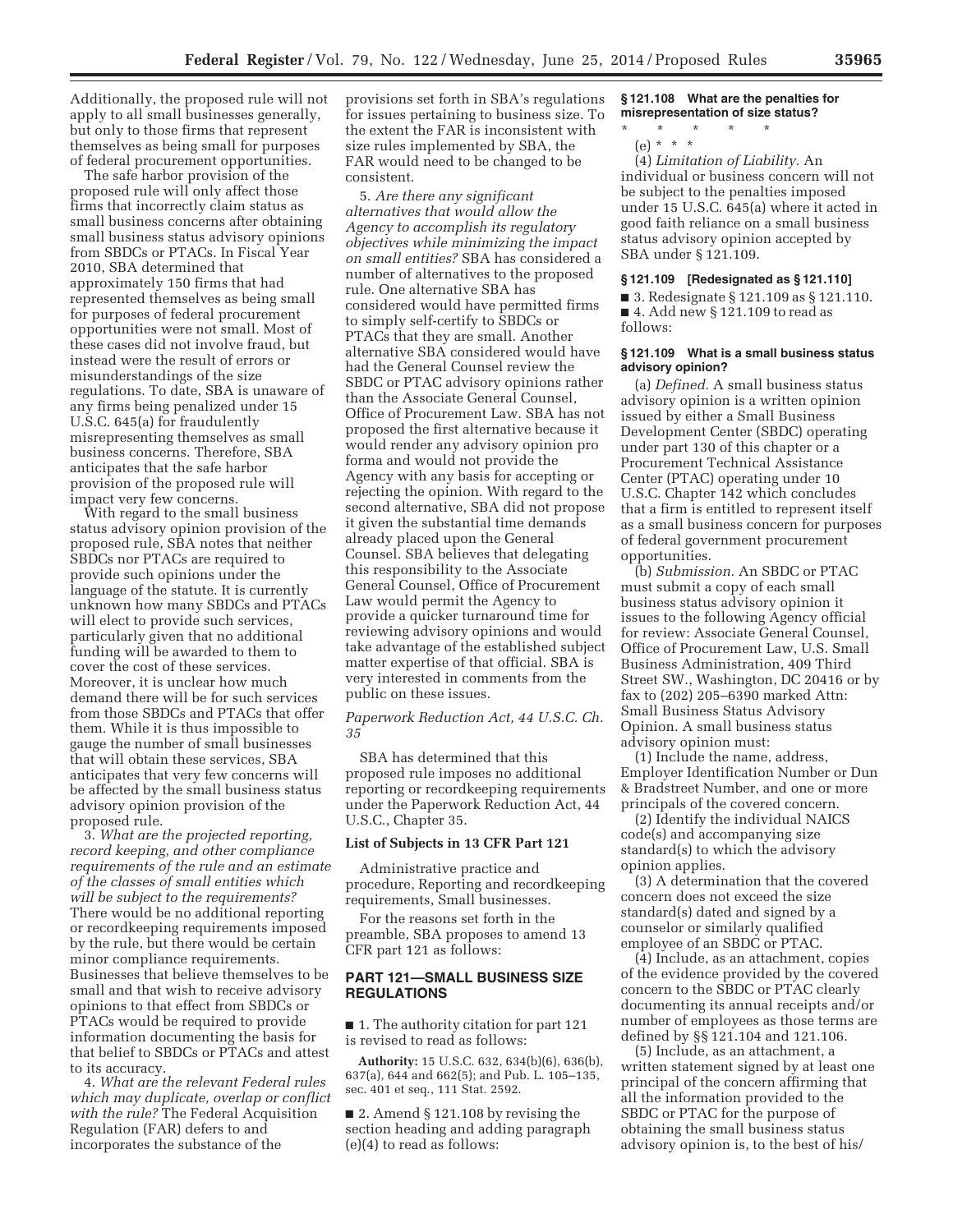Additionally, the proposed rule will not apply to all small businesses generally, but only to those firms that represent themselves as being small for purposes of federal procurement opportunities.

The safe harbor provision of the proposed rule will only affect those firms that incorrectly claim status as small business concerns after obtaining small business status advisory opinions from SBDCs or PTACs. In Fiscal Year 2010, SBA determined that approximately 150 firms that had represented themselves as being small for purposes of federal procurement opportunities were not small. Most of these cases did not involve fraud, but instead were the result of errors or misunderstandings of the size regulations. To date, SBA is unaware of any firms being penalized under 15 U.S.C. 645(a) for fraudulently misrepresenting themselves as small business concerns. Therefore, SBA anticipates that the safe harbor provision of the proposed rule will impact very few concerns.

With regard to the small business status advisory opinion provision of the proposed rule, SBA notes that neither SBDCs nor PTACs are required to provide such opinions under the language of the statute. It is currently unknown how many SBDCs and PTACs will elect to provide such services, particularly given that no additional funding will be awarded to them to cover the cost of these services. Moreover, it is unclear how much demand there will be for such services from those SBDCs and PTACs that offer them. While it is thus impossible to gauge the number of small businesses that will obtain these services, SBA anticipates that very few concerns will be affected by the small business status advisory opinion provision of the proposed rule.

3. *What are the projected reporting, record keeping, and other compliance requirements of the rule and an estimate of the classes of small entities which will be subject to the requirements?* There would be no additional reporting or recordkeeping requirements imposed by the rule, but there would be certain minor compliance requirements. Businesses that believe themselves to be small and that wish to receive advisory opinions to that effect from SBDCs or PTACs would be required to provide information documenting the basis for that belief to SBDCs or PTACs and attest to its accuracy.

4. *What are the relevant Federal rules which may duplicate, overlap or conflict with the rule?* The Federal Acquisition Regulation (FAR) defers to and incorporates the substance of the provisions set forth in SBA's regulations for issues pertaining to business size. To the extent the FAR is inconsistent with size rules implemented by SBA, the FAR would need to be changed to be consistent.

5. *Are there any significant alternatives that would allow the Agency to accomplish its regulatory objectives while minimizing the impact on small entities?* SBA has considered a number of alternatives to the proposed rule. One alternative SBA has considered would have permitted firms to simply self-certify to SBDCs or PTACs that they are small. Another alternative SBA considered would have had the General Counsel review the SBDC or PTAC advisory opinions rather than the Associate General Counsel, Office of Procurement Law. SBA has not proposed the first alternative because it would render any advisory opinion pro forma and would not provide the Agency with any basis for accepting or rejecting the opinion. With regard to the second alternative, SBA did not propose it given the substantial time demands already placed upon the General Counsel. SBA believes that delegating this responsibility to the Associate General Counsel, Office of Procurement Law would permit the Agency to provide a quicker turnaround time for reviewing advisory opinions and would take advantage of the established subject matter expertise of that official. SBA is very interested in comments from the public on these issues.

*Paperwork Reduction Act, 44 U.S.C. Ch. 35*

SBA has determined that this proposed rule imposes no additional reporting or recordkeeping requirements under the Paperwork Reduction Act, 44 U.S.C., Chapter 35.

**List of Subjects in 13 CFR Part 121**

Administrative practice and procedure, Reporting and recordkeeping requirements, Small businesses.

For the reasons set forth in the preamble, SBA proposes to amend 13 CFR part 121 as follows:

## PART 121—SMALL BUSINESS SIZE REGULATIONS

■ 1. The authority citation for part 121 is revised to read as follows:

**Authority:** 15 U.S.C. 632, 634(b)(6), 636(b), 637(a), 644 and 662(5); and Pub. L. 105–135, sec. 401 et seq., 111 Stat. 2592.

■ 2. Amend § 121.108 by revising the section heading and adding paragraph (e)(4) to read as follows:

**§ 121.108 What are the penalties for misrepresentation of size status?**

\* \* \* \* \*

(e) \* \* \*

(4) *Limitation of Liability.* An individual or business concern will not be subject to the penalties imposed under 15 U.S.C. 645(a) where it acted in good faith reliance on a small business status advisory opinion accepted by SBA under § 121.109.

**§ 121.109 [Redesignated as § 121.110]**

■ 3. Redesignate § 121.109 as § 121.110.

■ 4. Add new § 121.109 to read as follows:

**§ 121.109 What is a small business status advisory opinion?**

(a) *Defined.* A small business status advisory opinion is a written opinion issued by either a Small Business Development Center (SBDC) operating under part 130 of this chapter or a Procurement Technical Assistance Center (PTAC) operating under 10 U.S.C. Chapter 142 which concludes that a firm is entitled to represent itself as a small business concern for purposes of federal government procurement opportunities.

(b) *Submission.* An SBDC or PTAC must submit a copy of each small business status advisory opinion it issues to the following Agency official for review: Associate General Counsel, Office of Procurement Law, U.S. Small Business Administration, 409 Third Street SW., Washington, DC 20416 or by fax to (202) 205–6390 marked Attn: Small Business Status Advisory Opinion. A small business status advisory opinion must:

(1) Include the name, address, Employer Identification Number or Dun & Bradstreet Number, and one or more principals of the covered concern.

(2) Identify the individual NAICS code(s) and accompanying size standard(s) to which the advisory opinion applies.

(3) A determination that the covered concern does not exceed the size standard(s) dated and signed by a counselor or similarly qualified employee of an SBDC or PTAC.

(4) Include, as an attachment, copies of the evidence provided by the covered concern to the SBDC or PTAC clearly documenting its annual receipts and/or number of employees as those terms are defined by §§ 121.104 and 121.106.

(5) Include, as an attachment, a written statement signed by at least one principal of the concern affirming that all the information provided to the SBDC or PTAC for the purpose of obtaining the small business status advisory opinion is, to the best of his/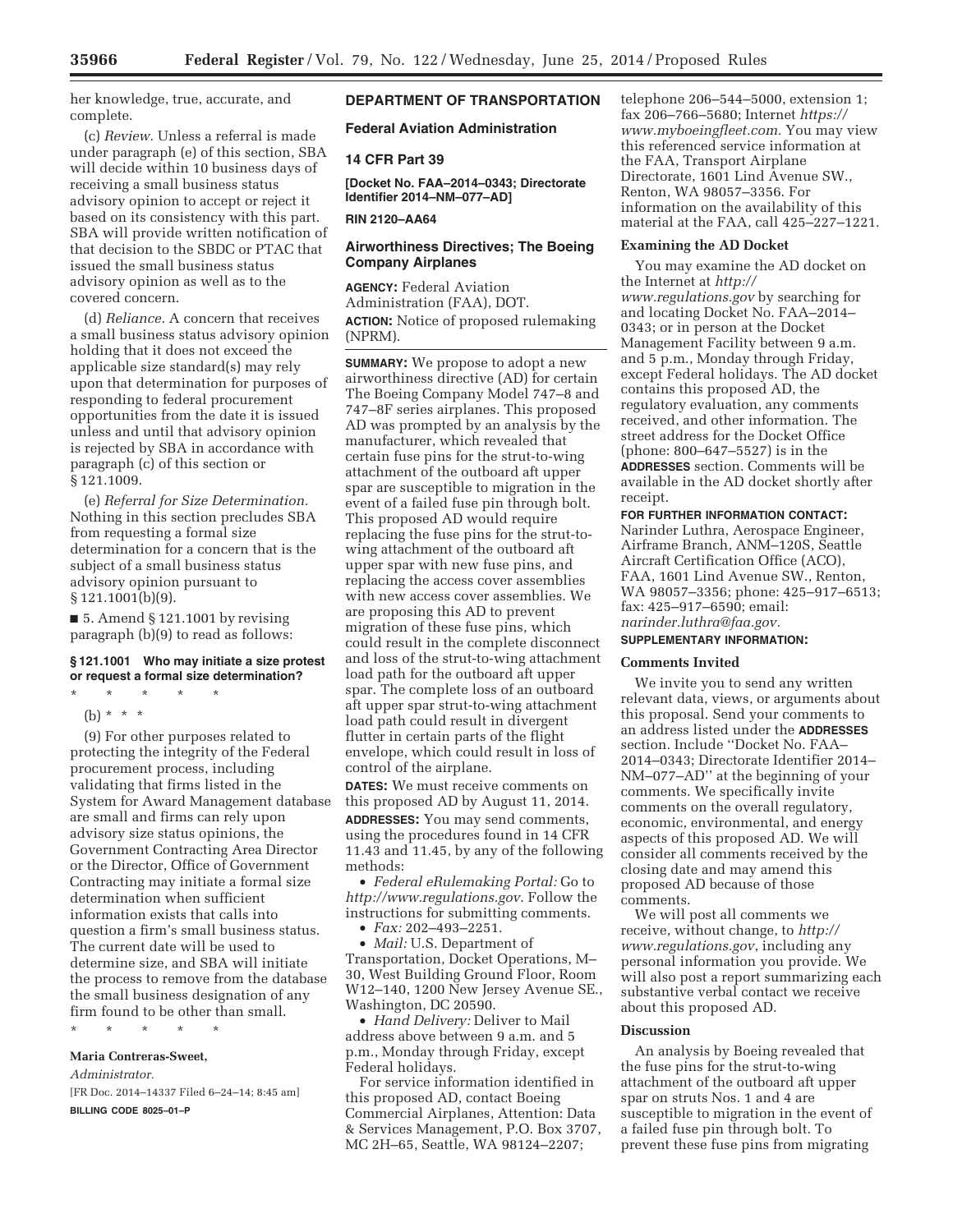her knowledge, true, accurate, and complete.

(c) *Review.* Unless a referral is made under paragraph (e) of this section, SBA will decide within 10 business days of receiving a small business status advisory opinion to accept or reject it based on its consistency with this part. SBA will provide written notification of that decision to the SBDC or PTAC that issued the small business status advisory opinion as well as to the covered concern.

(d) *Reliance.* A concern that receives a small business status advisory opinion holding that it does not exceed the applicable size standard(s) may rely upon that determination for purposes of responding to federal procurement opportunities from the date it is issued unless and until that advisory opinion is rejected by SBA in accordance with paragraph (c) of this section or § 121.1009.

(e) *Referral for Size Determination.* Nothing in this section precludes SBA from requesting a formal size determination for a concern that is the subject of a small business status advisory opinion pursuant to § 121.1001(b)(9).

■ 5. Amend § 121.1001 by revising paragraph (b)(9) to read as follows:

### § 121.1001 Who may initiate a size protest or request a formal size determination?

\* \* \* \* \*

(b) \* \* \*

(9) For other purposes related to protecting the integrity of the Federal procurement process, including validating that firms listed in the System for Award Management database are small and firms can rely upon advisory size status opinions, the Government Contracting Area Director or the Director, Office of Government Contracting may initiate a formal size determination when sufficient information exists that calls into question a firm's small business status. The current date will be used to determine size, and SBA will initiate the process to remove from the database the small business designation of any firm found to be other than small.

\* \* \* \* \*

**Maria Contreras-Sweet,**

*Administrator.*

[FR Doc. 2014–14337 Filed 6–24–14; 8:45 am]

**BILLING CODE 8025–01–P**

## DEPARTMENT OF TRANSPORTATION

### Federal Aviation Administration

### 14 CFR Part 39

**[Docket No. FAA–2014–0343; Directorate Identifier 2014–NM–077–AD]**

**RIN 2120–AA64**

### Airworthiness Directives; The Boeing Company Airplanes

**AGENCY:** Federal Aviation Administration (FAA), DOT.

**ACTION:** Notice of proposed rulemaking (NPRM).

**SUMMARY:** We propose to adopt a new airworthiness directive (AD) for certain The Boeing Company Model 747–8 and 747–8F series airplanes. This proposed AD was prompted by an analysis by the manufacturer, which revealed that certain fuse pins for the strut-to-wing attachment of the outboard aft upper spar are susceptible to migration in the event of a failed fuse pin through bolt. This proposed AD would require replacing the fuse pins for the strut-to-wing attachment of the outboard aft upper spar with new fuse pins, and replacing the access cover assemblies with new access cover assemblies. We are proposing this AD to prevent migration of these fuse pins, which could result in the complete disconnect and loss of the strut-to-wing attachment load path for the outboard aft upper spar. The complete loss of an outboard aft upper spar strut-to-wing attachment load path could result in divergent flutter in certain parts of the flight envelope, which could result in loss of control of the airplane.

**DATES:** We must receive comments on this proposed AD by August 11, 2014.

**ADDRESSES:** You may send comments, using the procedures found in 14 CFR 11.43 and 11.45, by any of the following methods:

- *Federal eRulemaking Portal:* Go to *http://www.regulations.gov*. Follow the instructions for submitting comments.
- *Fax:* 202–493–2251.
- *Mail:* U.S. Department of Transportation, Docket Operations, M–30, West Building Ground Floor, Room W12–140, 1200 New Jersey Avenue SE., Washington, DC 20590.
- *Hand Delivery:* Deliver to Mail address above between 9 a.m. and 5 p.m., Monday through Friday, except Federal holidays.

For service information identified in this proposed AD, contact Boeing Commercial Airplanes, Attention: Data & Services Management, P.O. Box 3707, MC 2H–65, Seattle, WA 98124–2207; telephone 206–544–5000, extension 1; fax 206–766–5680; Internet *https://www.myboeingfleet.com.* You may view this referenced service information at the FAA, Transport Airplane Directorate, 1601 Lind Avenue SW., Renton, WA 98057–3356. For information on the availability of this material at the FAA, call 425–227–1221.

#### Examining the AD Docket

You may examine the AD docket on the Internet at *http://www.regulations.gov* by searching for and locating Docket No. FAA–2014–0343; or in person at the Docket Management Facility between 9 a.m. and 5 p.m., Monday through Friday, except Federal holidays. The AD docket contains this proposed AD, the regulatory evaluation, any comments received, and other information. The street address for the Docket Office (phone: 800–647–5527) is in the **ADDRESSES** section. Comments will be available in the AD docket shortly after receipt.

**FOR FURTHER INFORMATION CONTACT:** Narinder Luthra, Aerospace Engineer, Airframe Branch, ANM–120S, Seattle Aircraft Certification Office (ACO), FAA, 1601 Lind Avenue SW., Renton, WA 98057–3356; phone: 425–917–6513; fax: 425–917–6590; email: *narinder.luthra@faa.gov.*

**SUPPLEMENTARY INFORMATION:**

#### Comments Invited

We invite you to send any written relevant data, views, or arguments about this proposal. Send your comments to an address listed under the **ADDRESSES** section. Include "Docket No. FAA–2014–0343; Directorate Identifier 2014–NM–077–AD" at the beginning of your comments. We specifically invite comments on the overall regulatory, economic, environmental, and energy aspects of this proposed AD. We will consider all comments received by the closing date and may amend this proposed AD because of those comments.

We will post all comments we receive, without change, to *http://www.regulations.gov*, including any personal information you provide. We will also post a report summarizing each substantive verbal contact we receive about this proposed AD.

#### Discussion

An analysis by Boeing revealed that the fuse pins for the strut-to-wing attachment of the outboard aft upper spar on struts Nos. 1 and 4 are susceptible to migration in the event of a failed fuse pin through bolt. To prevent these fuse pins from migrating